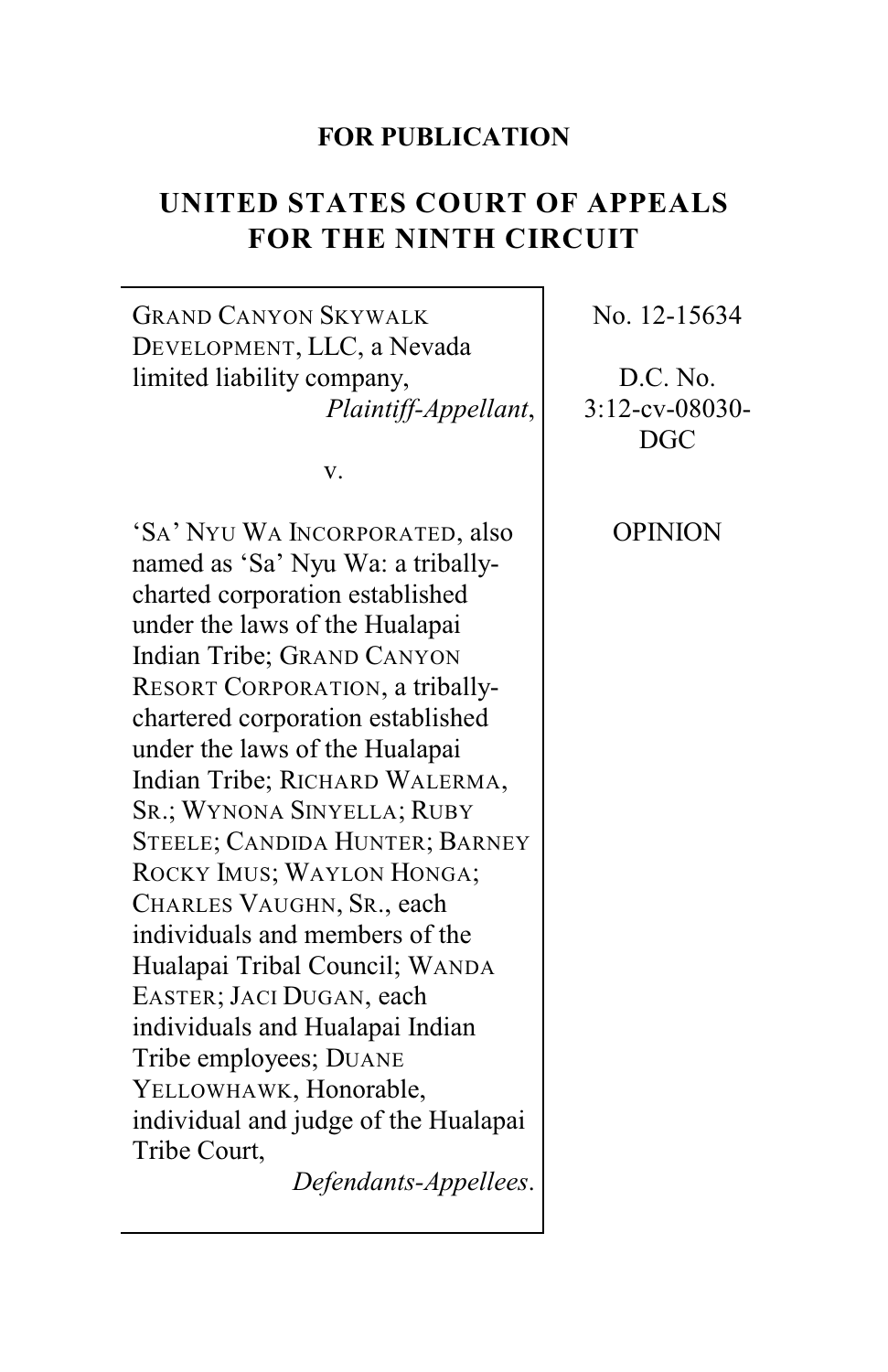**FOR PUBLICATION**

# UNITED STATES COURT OF APPEALS FOR THE NINTH CIRCUIT

GRAND CANYON SKYWALK DEVELOPMENT, LLC, a Nevada limited liability company,
*Plaintiff-Appellant*,

v.

'SA' NYU WA INCORPORATED, also named as 'Sa' Nyu Wa: a tribally-charted corporation established under the laws of the Hualapai Indian Tribe; GRAND CANYON RESORT CORPORATION, a tribally-chartered corporation established under the laws of the Hualapai Indian Tribe; RICHARD WALERMA, SR.; WYNONA SINYELLA; RUBY STEELE; CANDIDA HUNTER; BARNEY ROCKY IMUS; WAYLON HONGA; CHARLES VAUGHN, SR., each individuals and members of the Hualapai Tribal Council; WANDA EASTER; JACI DUGAN, each individuals and Hualapai Indian Tribe employees; DUANE YELLOWHAWK, Honorable, individual and judge of the Hualapai Tribe Court,
*Defendants-Appellees*.

No. 12-15634

D.C. No. 3:12-cv-08030-DGC

OPINION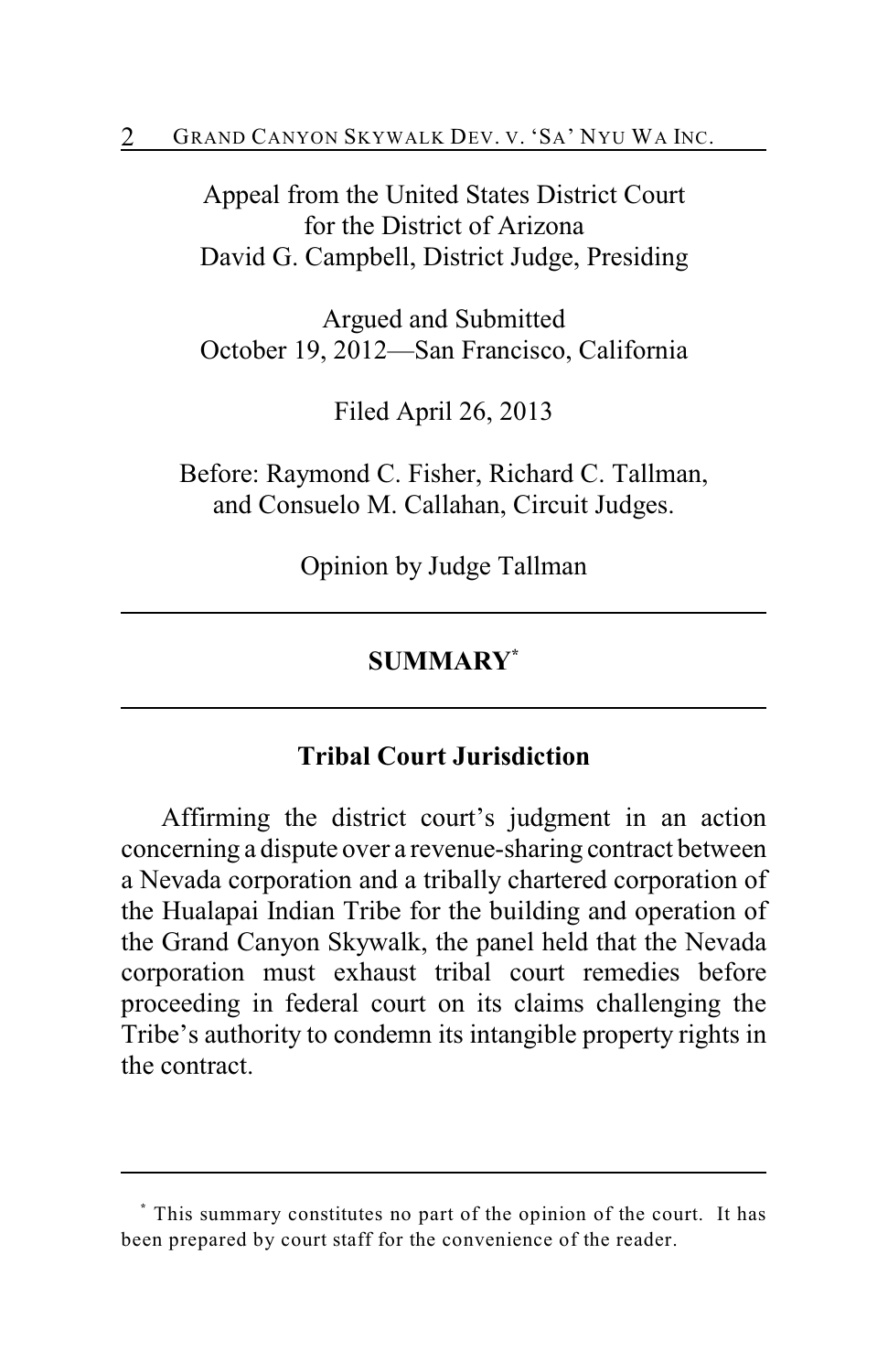Appeal from the United States District Court
for the District of Arizona
David G. Campbell, District Judge, Presiding

Argued and Submitted
October 19, 2012—San Francisco, California

Filed April 26, 2013

Before: Raymond C. Fisher, Richard C. Tallman,
and Consuelo M. Callahan, Circuit Judges.

Opinion by Judge Tallman

---

## SUMMARY[*]

---

### Tribal Court Jurisdiction

Affirming the district court's judgment in an action concerning a dispute over a revenue-sharing contract between a Nevada corporation and a tribally chartered corporation of the Hualapai Indian Tribe for the building and operation of the Grand Canyon Skywalk, the panel held that the Nevada corporation must exhaust tribal court remedies before proceeding in federal court on its claims challenging the Tribe's authority to condemn its intangible property rights in the contract.

---

[*] This summary constitutes no part of the opinion of the court. It has been prepared by court staff for the convenience of the reader.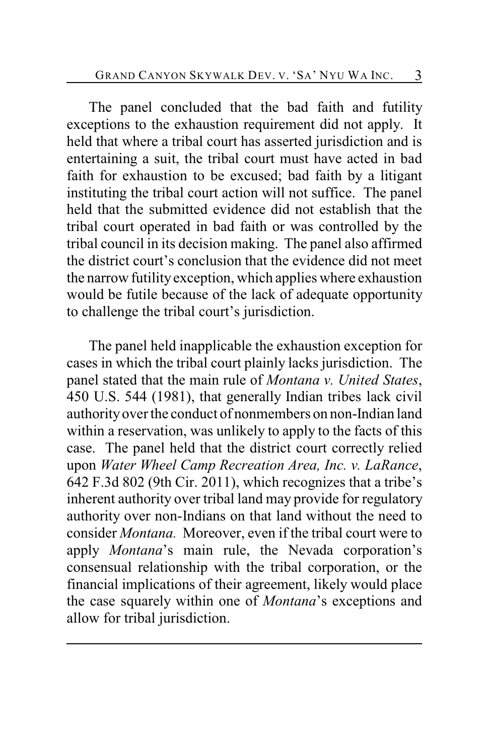The panel concluded that the bad faith and futility exceptions to the exhaustion requirement did not apply. It held that where a tribal court has asserted jurisdiction and is entertaining a suit, the tribal court must have acted in bad faith for exhaustion to be excused; bad faith by a litigant instituting the tribal court action will not suffice. The panel held that the submitted evidence did not establish that the tribal court operated in bad faith or was controlled by the tribal council in its decision making. The panel also affirmed the district court's conclusion that the evidence did not meet the narrow futility exception, which applies where exhaustion would be futile because of the lack of adequate opportunity to challenge the tribal court's jurisdiction.

The panel held inapplicable the exhaustion exception for cases in which the tribal court plainly lacks jurisdiction. The panel stated that the main rule of *Montana v. United States*, 450 U.S. 544 (1981), that generally Indian tribes lack civil authority over the conduct of nonmembers on non-Indian land within a reservation, was unlikely to apply to the facts of this case. The panel held that the district court correctly relied upon *Water Wheel Camp Recreation Area, Inc. v. LaRance*, 642 F.3d 802 (9th Cir. 2011), which recognizes that a tribe's inherent authority over tribal land may provide for regulatory authority over non-Indians on that land without the need to consider *Montana.* Moreover, even if the tribal court were to apply *Montana*'s main rule, the Nevada corporation's consensual relationship with the tribal corporation, or the financial implications of their agreement, likely would place the case squarely within one of *Montana*'s exceptions and allow for tribal jurisdiction.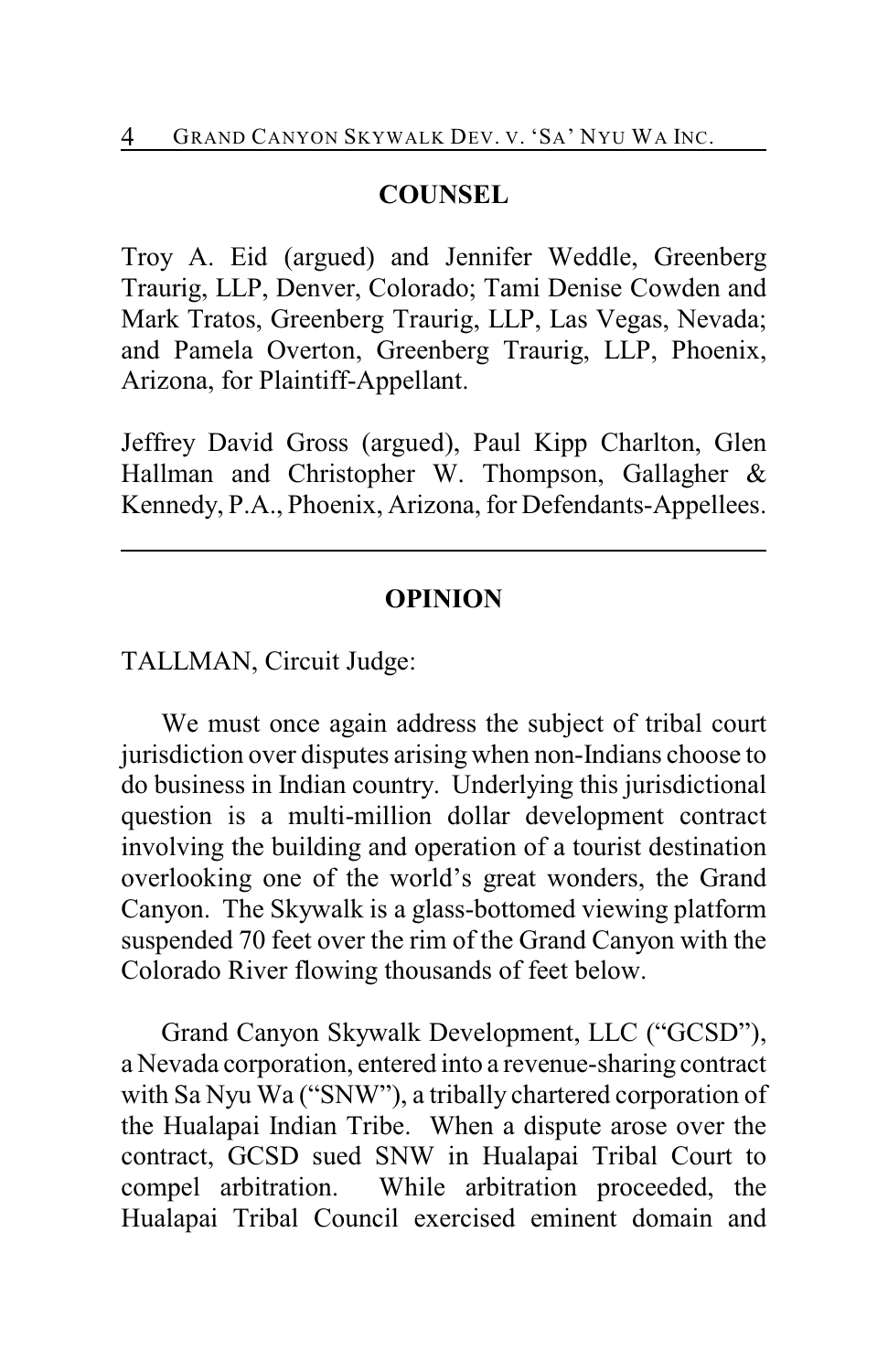## COUNSEL

Troy A. Eid (argued) and Jennifer Weddle, Greenberg Traurig, LLP, Denver, Colorado; Tami Denise Cowden and Mark Tratos, Greenberg Traurig, LLP, Las Vegas, Nevada; and Pamela Overton, Greenberg Traurig, LLP, Phoenix, Arizona, for Plaintiff-Appellant.

Jeffrey David Gross (argued), Paul Kipp Charlton, Glen Hallman and Christopher W. Thompson, Gallagher & Kennedy, P.A., Phoenix, Arizona, for Defendants-Appellees.

---

## OPINION

TALLMAN, Circuit Judge:

We must once again address the subject of tribal court jurisdiction over disputes arising when non-Indians choose to do business in Indian country. Underlying this jurisdictional question is a multi-million dollar development contract involving the building and operation of a tourist destination overlooking one of the world's great wonders, the Grand Canyon. The Skywalk is a glass-bottomed viewing platform suspended 70 feet over the rim of the Grand Canyon with the Colorado River flowing thousands of feet below.

Grand Canyon Skywalk Development, LLC ("GCSD"), a Nevada corporation, entered into a revenue-sharing contract with Sa Nyu Wa ("SNW"), a tribally chartered corporation of the Hualapai Indian Tribe. When a dispute arose over the contract, GCSD sued SNW in Hualapai Tribal Court to compel arbitration. While arbitration proceeded, the Hualapai Tribal Council exercised eminent domain and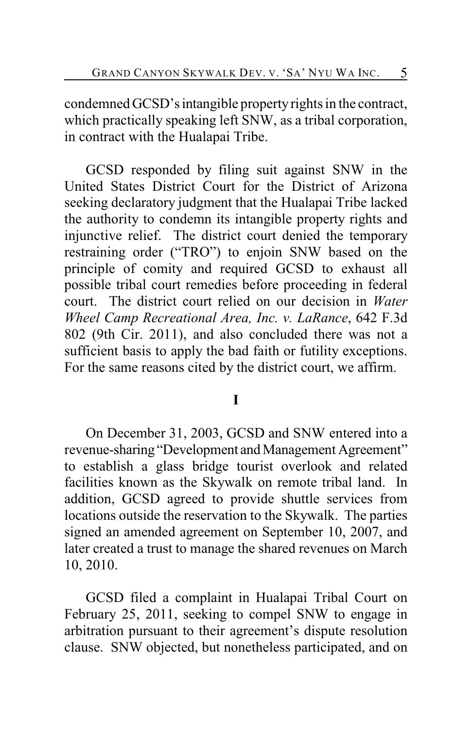condemned GCSD's intangible property rights in the contract, which practically speaking left SNW, as a tribal corporation, in contract with the Hualapai Tribe.

GCSD responded by filing suit against SNW in the United States District Court for the District of Arizona seeking declaratory judgment that the Hualapai Tribe lacked the authority to condemn its intangible property rights and injunctive relief. The district court denied the temporary restraining order ("TRO") to enjoin SNW based on the principle of comity and required GCSD to exhaust all possible tribal court remedies before proceeding in federal court. The district court relied on our decision in *Water Wheel Camp Recreational Area, Inc. v. LaRance*, 642 F.3d 802 (9th Cir. 2011), and also concluded there was not a sufficient basis to apply the bad faith or futility exceptions. For the same reasons cited by the district court, we affirm.

## I

On December 31, 2003, GCSD and SNW entered into a revenue-sharing "Development and Management Agreement" to establish a glass bridge tourist overlook and related facilities known as the Skywalk on remote tribal land. In addition, GCSD agreed to provide shuttle services from locations outside the reservation to the Skywalk. The parties signed an amended agreement on September 10, 2007, and later created a trust to manage the shared revenues on March 10, 2010.

GCSD filed a complaint in Hualapai Tribal Court on February 25, 2011, seeking to compel SNW to engage in arbitration pursuant to their agreement's dispute resolution clause. SNW objected, but nonetheless participated, and on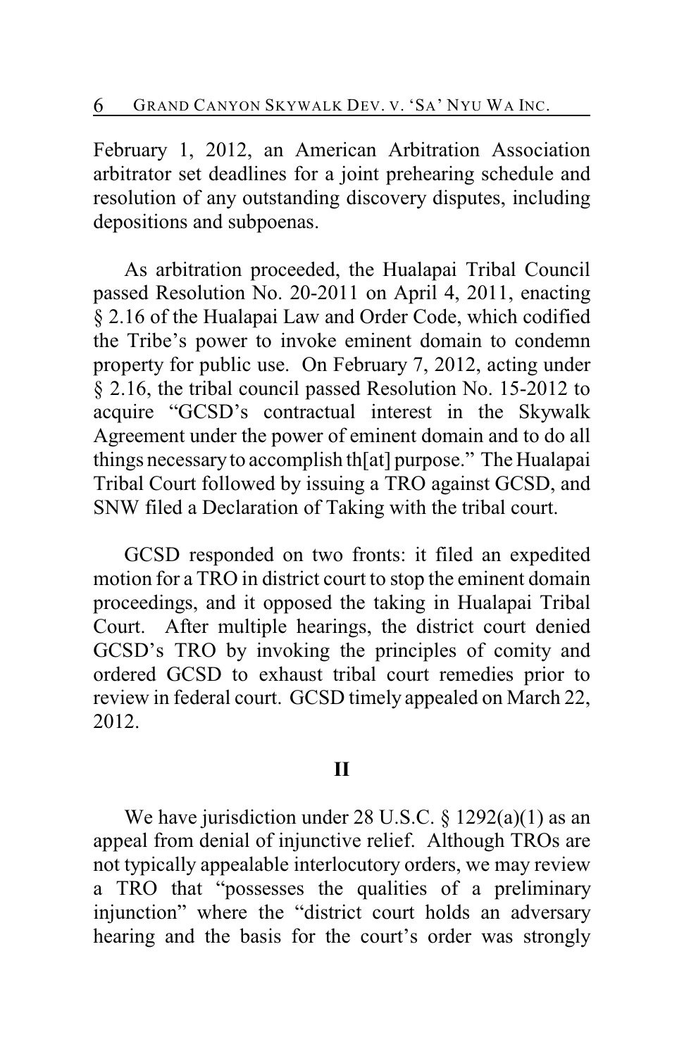February 1, 2012, an American Arbitration Association arbitrator set deadlines for a joint prehearing schedule and resolution of any outstanding discovery disputes, including depositions and subpoenas.

As arbitration proceeded, the Hualapai Tribal Council passed Resolution No. 20-2011 on April 4, 2011, enacting § 2.16 of the Hualapai Law and Order Code, which codified the Tribe's power to invoke eminent domain to condemn property for public use. On February 7, 2012, acting under § 2.16, the tribal council passed Resolution No. 15-2012 to acquire "GCSD's contractual interest in the Skywalk Agreement under the power of eminent domain and to do all things necessary to accomplish th[at] purpose." The Hualapai Tribal Court followed by issuing a TRO against GCSD, and SNW filed a Declaration of Taking with the tribal court.

GCSD responded on two fronts: it filed an expedited motion for a TRO in district court to stop the eminent domain proceedings, and it opposed the taking in Hualapai Tribal Court. After multiple hearings, the district court denied GCSD's TRO by invoking the principles of comity and ordered GCSD to exhaust tribal court remedies prior to review in federal court. GCSD timely appealed on March 22, 2012.

## II

We have jurisdiction under 28 U.S.C. § 1292(a)(1) as an appeal from denial of injunctive relief. Although TROs are not typically appealable interlocutory orders, we may review a TRO that "possesses the qualities of a preliminary injunction" where the "district court holds an adversary hearing and the basis for the court's order was strongly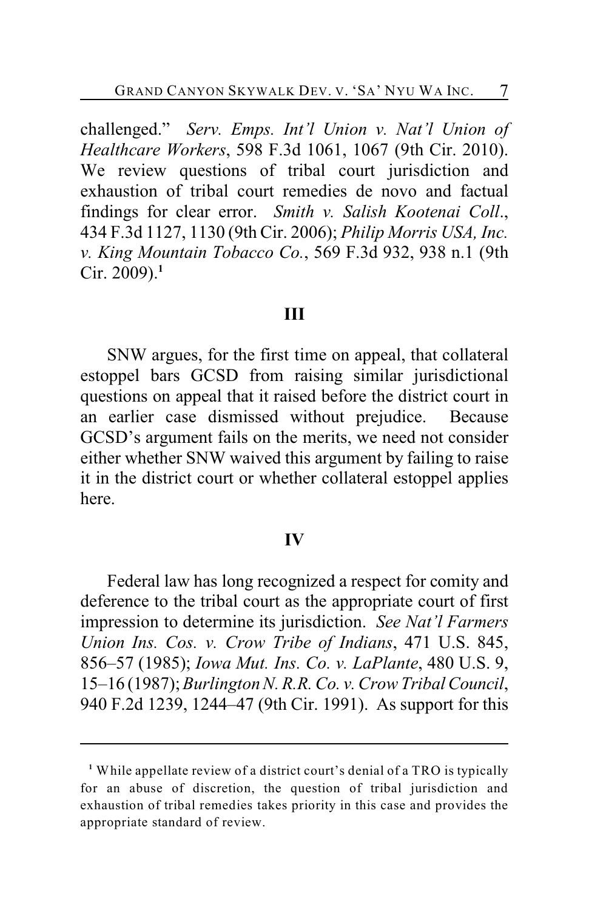challenged." *Serv. Emps. Int'l Union v. Nat'l Union of Healthcare Workers*, 598 F.3d 1061, 1067 (9th Cir. 2010). We review questions of tribal court jurisdiction and exhaustion of tribal court remedies de novo and factual findings for clear error. *Smith v. Salish Kootenai Coll*., 434 F.3d 1127, 1130 (9th Cir. 2006); *Philip Morris USA, Inc. v. King Mountain Tobacco Co.*, 569 F.3d 932, 938 n.1 (9th Cir. 2009).[1]

## III

SNW argues, for the first time on appeal, that collateral estoppel bars GCSD from raising similar jurisdictional questions on appeal that it raised before the district court in an earlier case dismissed without prejudice. Because GCSD's argument fails on the merits, we need not consider either whether SNW waived this argument by failing to raise it in the district court or whether collateral estoppel applies here.

## IV

Federal law has long recognized a respect for comity and deference to the tribal court as the appropriate court of first impression to determine its jurisdiction. *See Nat'l Farmers Union Ins. Cos. v. Crow Tribe of Indians*, 471 U.S. 845, 856–57 (1985); *Iowa Mut. Ins. Co. v. LaPlante*, 480 U.S. 9, 15–16 (1987); *Burlington N. R.R. Co. v. Crow Tribal Council*, 940 F.2d 1239, 1244–47 (9th Cir. 1991). As support for this

---

[1] While appellate review of a district court's denial of a TRO is typically for an abuse of discretion, the question of tribal jurisdiction and exhaustion of tribal remedies takes priority in this case and provides the appropriate standard of review.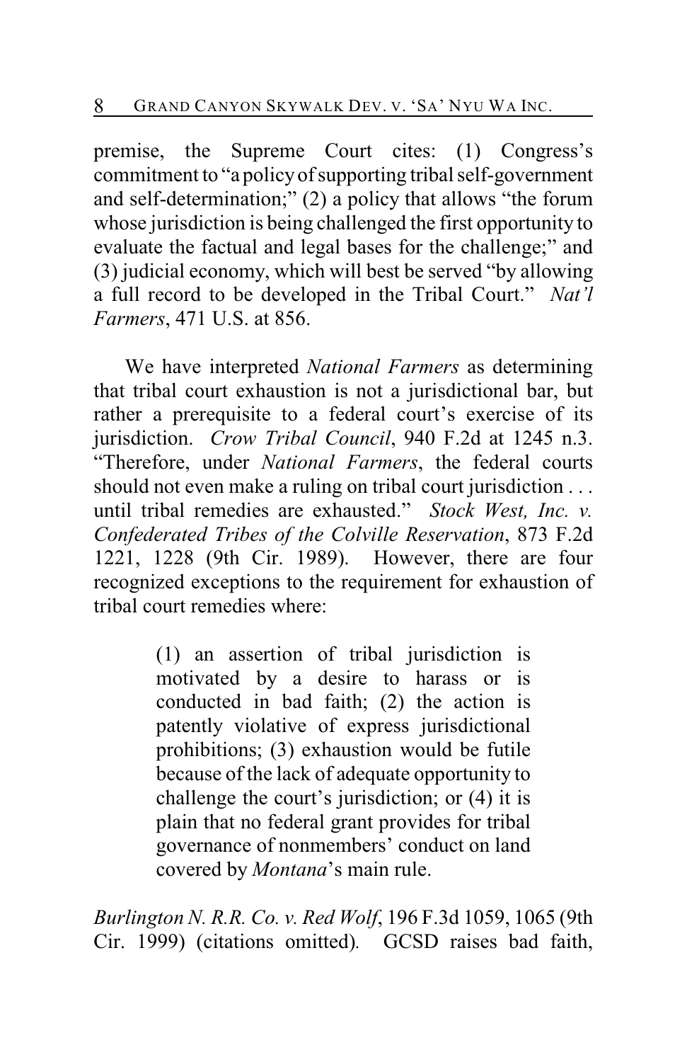premise, the Supreme Court cites: (1) Congress's commitment to "a policy of supporting tribal self-government and self-determination;" (2) a policy that allows "the forum whose jurisdiction is being challenged the first opportunity to evaluate the factual and legal bases for the challenge;" and (3) judicial economy, which will best be served "by allowing a full record to be developed in the Tribal Court." *Nat'l Farmers*, 471 U.S. at 856.

We have interpreted *National Farmers* as determining that tribal court exhaustion is not a jurisdictional bar, but rather a prerequisite to a federal court's exercise of its jurisdiction. *Crow Tribal Council*, 940 F.2d at 1245 n.3. "Therefore, under *National Farmers*, the federal courts should not even make a ruling on tribal court jurisdiction . . . until tribal remedies are exhausted." *Stock West, Inc. v. Confederated Tribes of the Colville Reservation*, 873 F.2d 1221, 1228 (9th Cir. 1989). However, there are four recognized exceptions to the requirement for exhaustion of tribal court remedies where:

> (1) an assertion of tribal jurisdiction is motivated by a desire to harass or is conducted in bad faith; (2) the action is patently violative of express jurisdictional prohibitions; (3) exhaustion would be futile because of the lack of adequate opportunity to challenge the court's jurisdiction; or (4) it is plain that no federal grant provides for tribal governance of nonmembers' conduct on land covered by *Montana*'s main rule.

*Burlington N. R.R. Co. v. Red Wolf*, 196 F.3d 1059, 1065 (9th Cir. 1999) (citations omitted). GCSD raises bad faith,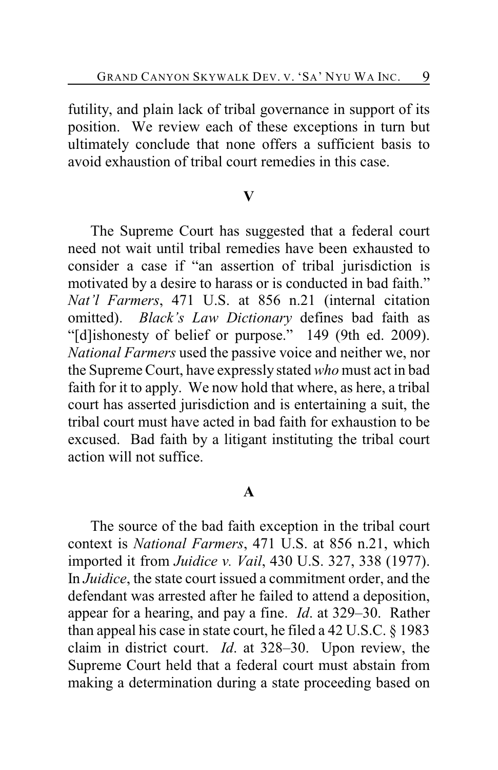futility, and plain lack of tribal governance in support of its position. We review each of these exceptions in turn but ultimately conclude that none offers a sufficient basis to avoid exhaustion of tribal court remedies in this case.

## V

The Supreme Court has suggested that a federal court need not wait until tribal remedies have been exhausted to consider a case if "an assertion of tribal jurisdiction is motivated by a desire to harass or is conducted in bad faith." *Nat'l Farmers*, 471 U.S. at 856 n.21 (internal citation omitted). *Black's Law Dictionary* defines bad faith as "[d]ishonesty of belief or purpose." 149 (9th ed. 2009). *National Farmers* used the passive voice and neither we, nor the Supreme Court, have expressly stated *who* must act in bad faith for it to apply. We now hold that where, as here, a tribal court has asserted jurisdiction and is entertaining a suit, the tribal court must have acted in bad faith for exhaustion to be excused. Bad faith by a litigant instituting the tribal court action will not suffice.

### A

The source of the bad faith exception in the tribal court context is *National Farmers*, 471 U.S. at 856 n.21, which imported it from *Juidice v. Vail*, 430 U.S. 327, 338 (1977). In *Juidice*, the state court issued a commitment order, and the defendant was arrested after he failed to attend a deposition, appear for a hearing, and pay a fine. *Id*. at 329–30. Rather than appeal his case in state court, he filed a 42 U.S.C. § 1983 claim in district court. *Id*. at 328–30. Upon review, the Supreme Court held that a federal court must abstain from making a determination during a state proceeding based on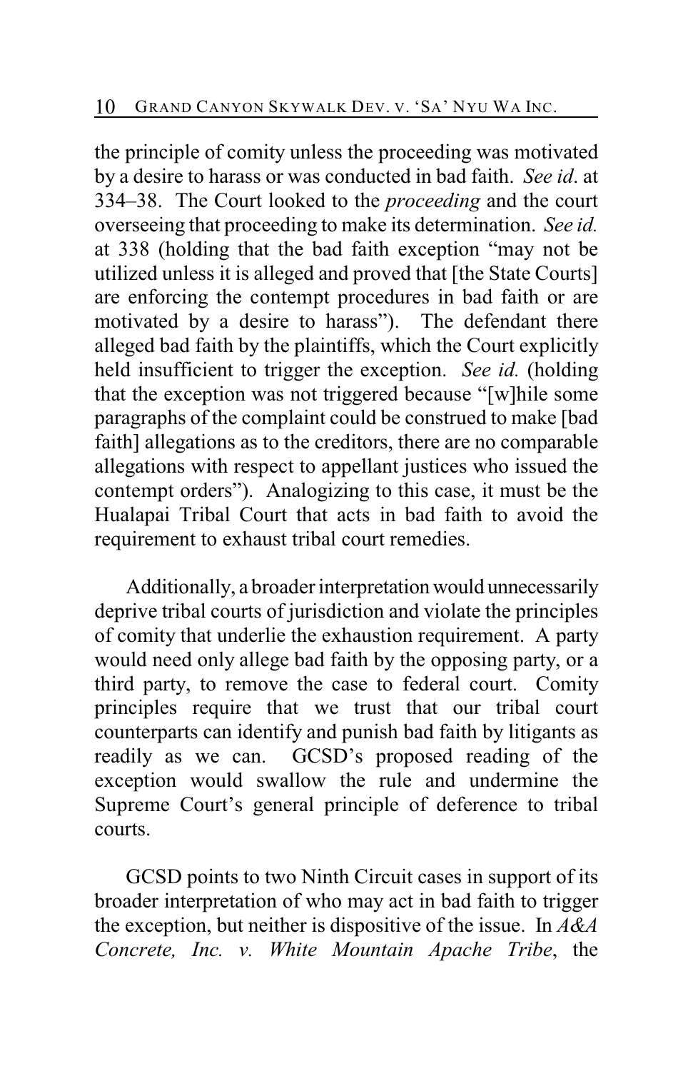the principle of comity unless the proceeding was motivated by a desire to harass or was conducted in bad faith. *See id.* at 334–38. The Court looked to the *proceeding* and the court overseeing that proceeding to make its determination. *See id.* at 338 (holding that the bad faith exception "may not be utilized unless it is alleged and proved that [the State Courts] are enforcing the contempt procedures in bad faith or are motivated by a desire to harass"). The defendant there alleged bad faith by the plaintiffs, which the Court explicitly held insufficient to trigger the exception. *See id.* (holding that the exception was not triggered because "[w]hile some paragraphs of the complaint could be construed to make [bad faith] allegations as to the creditors, there are no comparable allegations with respect to appellant justices who issued the contempt orders"). Analogizing to this case, it must be the Hualapai Tribal Court that acts in bad faith to avoid the requirement to exhaust tribal court remedies.

Additionally, a broader interpretation would unnecessarily deprive tribal courts of jurisdiction and violate the principles of comity that underlie the exhaustion requirement. A party would need only allege bad faith by the opposing party, or a third party, to remove the case to federal court. Comity principles require that we trust that our tribal court counterparts can identify and punish bad faith by litigants as readily as we can. GCSD's proposed reading of the exception would swallow the rule and undermine the Supreme Court's general principle of deference to tribal courts.

GCSD points to two Ninth Circuit cases in support of its broader interpretation of who may act in bad faith to trigger the exception, but neither is dispositive of the issue. In *A&A Concrete, Inc. v. White Mountain Apache Tribe*, the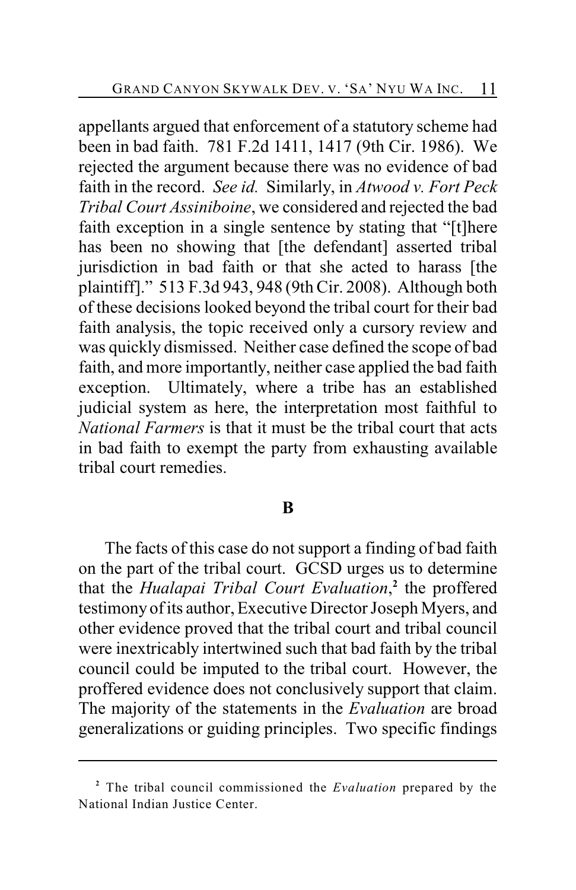appellants argued that enforcement of a statutory scheme had been in bad faith. 781 F.2d 1411, 1417 (9th Cir. 1986). We rejected the argument because there was no evidence of bad faith in the record. *See id.* Similarly, in *Atwood v. Fort Peck Tribal Court Assiniboine*, we considered and rejected the bad faith exception in a single sentence by stating that "[t]here has been no showing that [the defendant] asserted tribal jurisdiction in bad faith or that she acted to harass [the plaintiff]." 513 F.3d 943, 948 (9th Cir. 2008). Although both of these decisions looked beyond the tribal court for their bad faith analysis, the topic received only a cursory review and was quickly dismissed. Neither case defined the scope of bad faith, and more importantly, neither case applied the bad faith exception. Ultimately, where a tribe has an established judicial system as here, the interpretation most faithful to *National Farmers* is that it must be the tribal court that acts in bad faith to exempt the party from exhausting available tribal court remedies.

## B

The facts of this case do not support a finding of bad faith on the part of the tribal court. GCSD urges us to determine that the *Hualapai Tribal Court Evaluation*,[2] the proffered testimony of its author, Executive Director Joseph Myers, and other evidence proved that the tribal court and tribal council were inextricably intertwined such that bad faith by the tribal council could be imputed to the tribal court. However, the proffered evidence does not conclusively support that claim. The majority of the statements in the *Evaluation* are broad generalizations or guiding principles. Two specific findings

[2] The tribal council commissioned the *Evaluation* prepared by the National Indian Justice Center.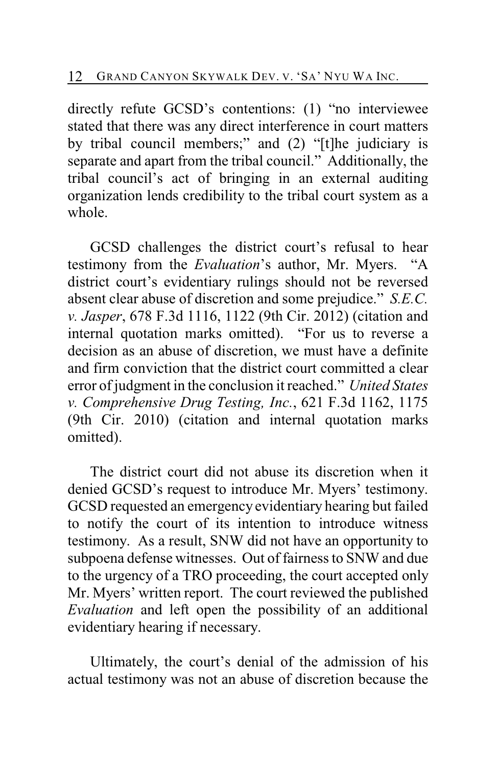directly refute GCSD's contentions: (1) "no interviewee stated that there was any direct interference in court matters by tribal council members;" and (2) "[t]he judiciary is separate and apart from the tribal council." Additionally, the tribal council's act of bringing in an external auditing organization lends credibility to the tribal court system as a whole.

GCSD challenges the district court's refusal to hear testimony from the *Evaluation*'s author, Mr. Myers. "A district court's evidentiary rulings should not be reversed absent clear abuse of discretion and some prejudice." *S.E.C. v. Jasper*, 678 F.3d 1116, 1122 (9th Cir. 2012) (citation and internal quotation marks omitted). "For us to reverse a decision as an abuse of discretion, we must have a definite and firm conviction that the district court committed a clear error of judgment in the conclusion it reached." *United States v. Comprehensive Drug Testing, Inc.*, 621 F.3d 1162, 1175 (9th Cir. 2010) (citation and internal quotation marks omitted).

The district court did not abuse its discretion when it denied GCSD's request to introduce Mr. Myers' testimony. GCSD requested an emergency evidentiary hearing but failed to notify the court of its intention to introduce witness testimony. As a result, SNW did not have an opportunity to subpoena defense witnesses. Out of fairness to SNW and due to the urgency of a TRO proceeding, the court accepted only Mr. Myers' written report. The court reviewed the published *Evaluation* and left open the possibility of an additional evidentiary hearing if necessary.

Ultimately, the court's denial of the admission of his actual testimony was not an abuse of discretion because the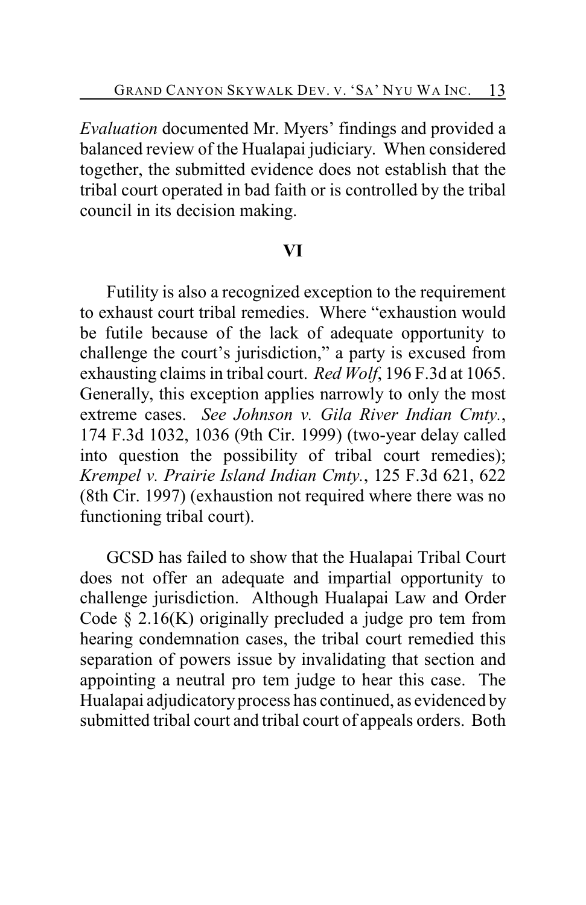*Evaluation* documented Mr. Myers' findings and provided a balanced review of the Hualapai judiciary. When considered together, the submitted evidence does not establish that the tribal court operated in bad faith or is controlled by the tribal council in its decision making.

## VI

Futility is also a recognized exception to the requirement to exhaust court tribal remedies. Where "exhaustion would be futile because of the lack of adequate opportunity to challenge the court's jurisdiction," a party is excused from exhausting claims in tribal court. *Red Wolf*, 196 F.3d at 1065. Generally, this exception applies narrowly to only the most extreme cases. *See Johnson v. Gila River Indian Cmty.*, 174 F.3d 1032, 1036 (9th Cir. 1999) (two-year delay called into question the possibility of tribal court remedies); *Krempel v. Prairie Island Indian Cmty.*, 125 F.3d 621, 622 (8th Cir. 1997) (exhaustion not required where there was no functioning tribal court).

GCSD has failed to show that the Hualapai Tribal Court does not offer an adequate and impartial opportunity to challenge jurisdiction. Although Hualapai Law and Order Code § 2.16(K) originally precluded a judge pro tem from hearing condemnation cases, the tribal court remedied this separation of powers issue by invalidating that section and appointing a neutral pro tem judge to hear this case. The Hualapai adjudicatory process has continued, as evidenced by submitted tribal court and tribal court of appeals orders. Both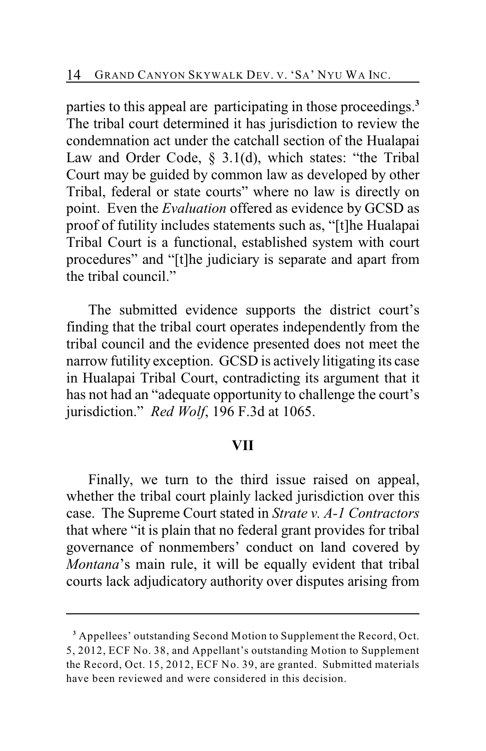parties to this appeal are participating in those proceedings.[3] The tribal court determined it has jurisdiction to review the condemnation act under the catchall section of the Hualapai Law and Order Code, § 3.1(d), which states: "the Tribal Court may be guided by common law as developed by other Tribal, federal or state courts" where no law is directly on point. Even the *Evaluation* offered as evidence by GCSD as proof of futility includes statements such as, "[t]he Hualapai Tribal Court is a functional, established system with court procedures" and "[t]he judiciary is separate and apart from the tribal council."

The submitted evidence supports the district court's finding that the tribal court operates independently from the tribal council and the evidence presented does not meet the narrow futility exception. GCSD is actively litigating its case in Hualapai Tribal Court, contradicting its argument that it has not had an "adequate opportunity to challenge the court's jurisdiction." *Red Wolf*, 196 F.3d at 1065.

## VII

Finally, we turn to the third issue raised on appeal, whether the tribal court plainly lacked jurisdiction over this case. The Supreme Court stated in *Strate v. A-1 Contractors* that where "it is plain that no federal grant provides for tribal governance of nonmembers' conduct on land covered by *Montana*'s main rule, it will be equally evident that tribal courts lack adjudicatory authority over disputes arising from

---

[3] Appellees' outstanding Second Motion to Supplement the Record, Oct. 5, 2012, ECF No. 38, and Appellant's outstanding Motion to Supplement the Record, Oct. 15, 2012, ECF No. 39, are granted. Submitted materials have been reviewed and were considered in this decision.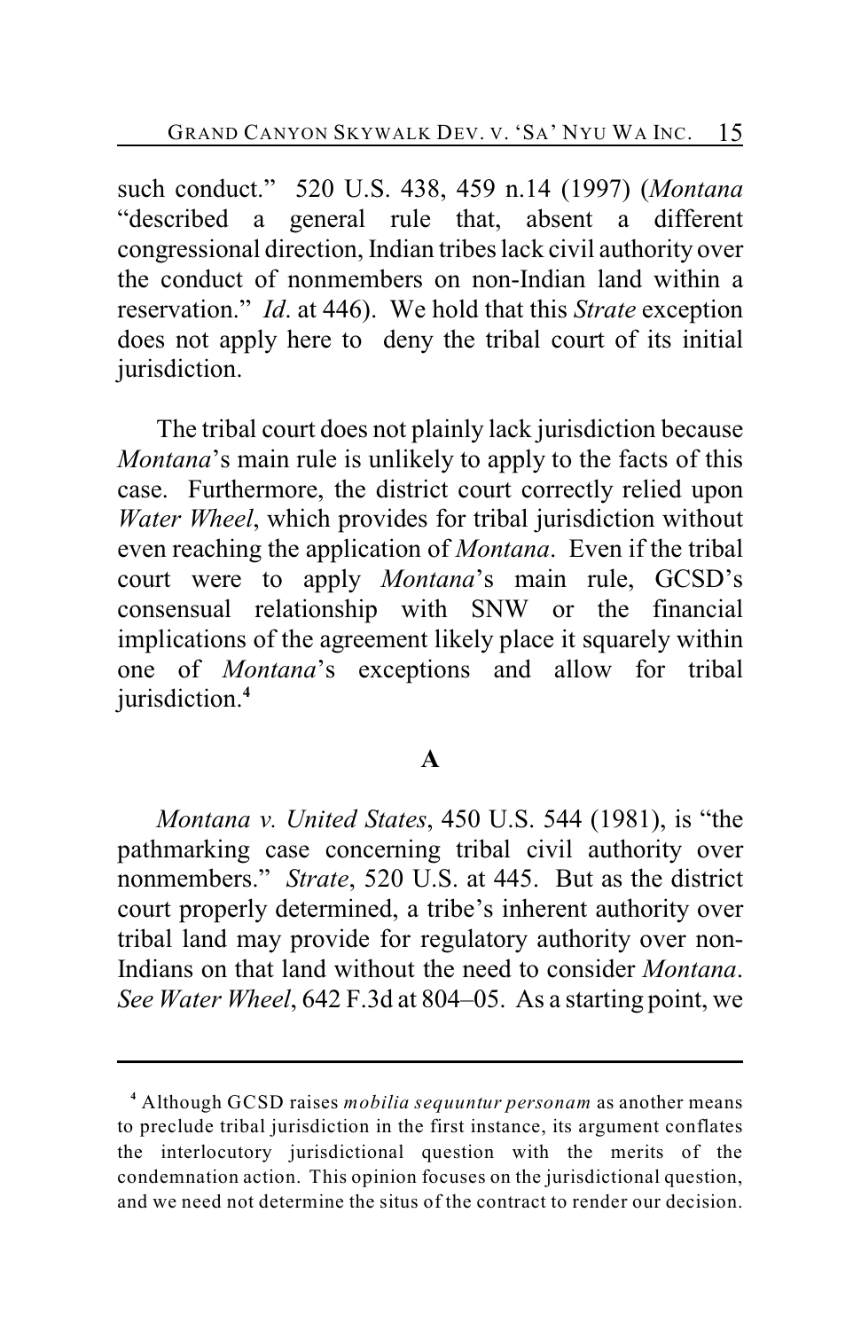such conduct." 520 U.S. 438, 459 n.14 (1997) (*Montana* "described a general rule that, absent a different congressional direction, Indian tribes lack civil authority over the conduct of nonmembers on non-Indian land within a reservation." *Id*. at 446). We hold that this *Strate* exception does not apply here to deny the tribal court of its initial jurisdiction.

The tribal court does not plainly lack jurisdiction because *Montana*'s main rule is unlikely to apply to the facts of this case. Furthermore, the district court correctly relied upon *Water Wheel*, which provides for tribal jurisdiction without even reaching the application of *Montana*. Even if the tribal court were to apply *Montana*'s main rule, GCSD's consensual relationship with SNW or the financial implications of the agreement likely place it squarely within one of *Montana*'s exceptions and allow for tribal jurisdiction.[4]

## A

*Montana v. United States*, 450 U.S. 544 (1981), is "the pathmarking case concerning tribal civil authority over nonmembers." *Strate*, 520 U.S. at 445. But as the district court properly determined, a tribe's inherent authority over tribal land may provide for regulatory authority over non-Indians on that land without the need to consider *Montana*. *See Water Wheel*, 642 F.3d at 804–05. As a starting point, we

---

[4] Although GCSD raises *mobilia sequuntur personam* as another means to preclude tribal jurisdiction in the first instance, its argument conflates the interlocutory jurisdictional question with the merits of the condemnation action. This opinion focuses on the jurisdictional question, and we need not determine the situs of the contract to render our decision.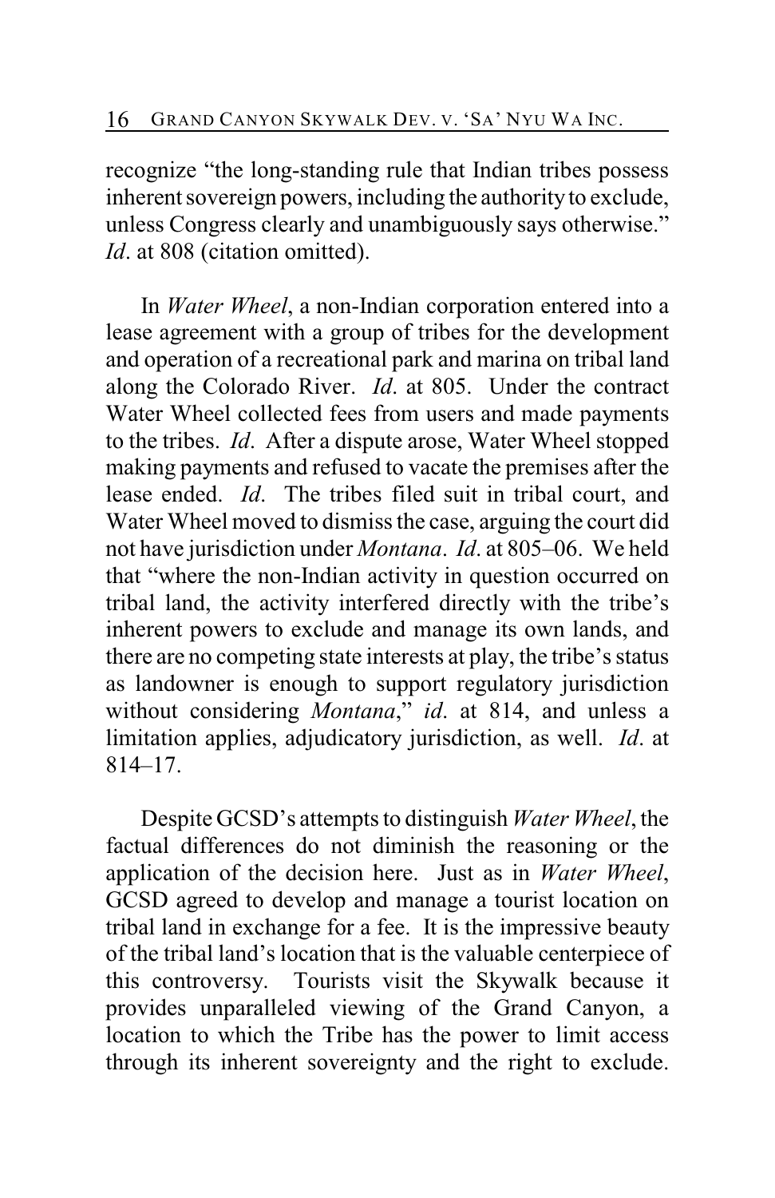recognize "the long-standing rule that Indian tribes possess inherent sovereign powers, including the authority to exclude, unless Congress clearly and unambiguously says otherwise." *Id*. at 808 (citation omitted).

In *Water Wheel*, a non-Indian corporation entered into a lease agreement with a group of tribes for the development and operation of a recreational park and marina on tribal land along the Colorado River. *Id*. at 805. Under the contract Water Wheel collected fees from users and made payments to the tribes. *Id*. After a dispute arose, Water Wheel stopped making payments and refused to vacate the premises after the lease ended. *Id*. The tribes filed suit in tribal court, and Water Wheel moved to dismiss the case, arguing the court did not have jurisdiction under *Montana*. *Id*. at 805–06. We held that "where the non-Indian activity in question occurred on tribal land, the activity interfered directly with the tribe's inherent powers to exclude and manage its own lands, and there are no competing state interests at play, the tribe's status as landowner is enough to support regulatory jurisdiction without considering *Montana*," *id*. at 814, and unless a limitation applies, adjudicatory jurisdiction, as well. *Id*. at 814–17.

Despite GCSD's attempts to distinguish *Water Wheel*, the factual differences do not diminish the reasoning or the application of the decision here. Just as in *Water Wheel*, GCSD agreed to develop and manage a tourist location on tribal land in exchange for a fee. It is the impressive beauty of the tribal land's location that is the valuable centerpiece of this controversy. Tourists visit the Skywalk because it provides unparalleled viewing of the Grand Canyon, a location to which the Tribe has the power to limit access through its inherent sovereignty and the right to exclude.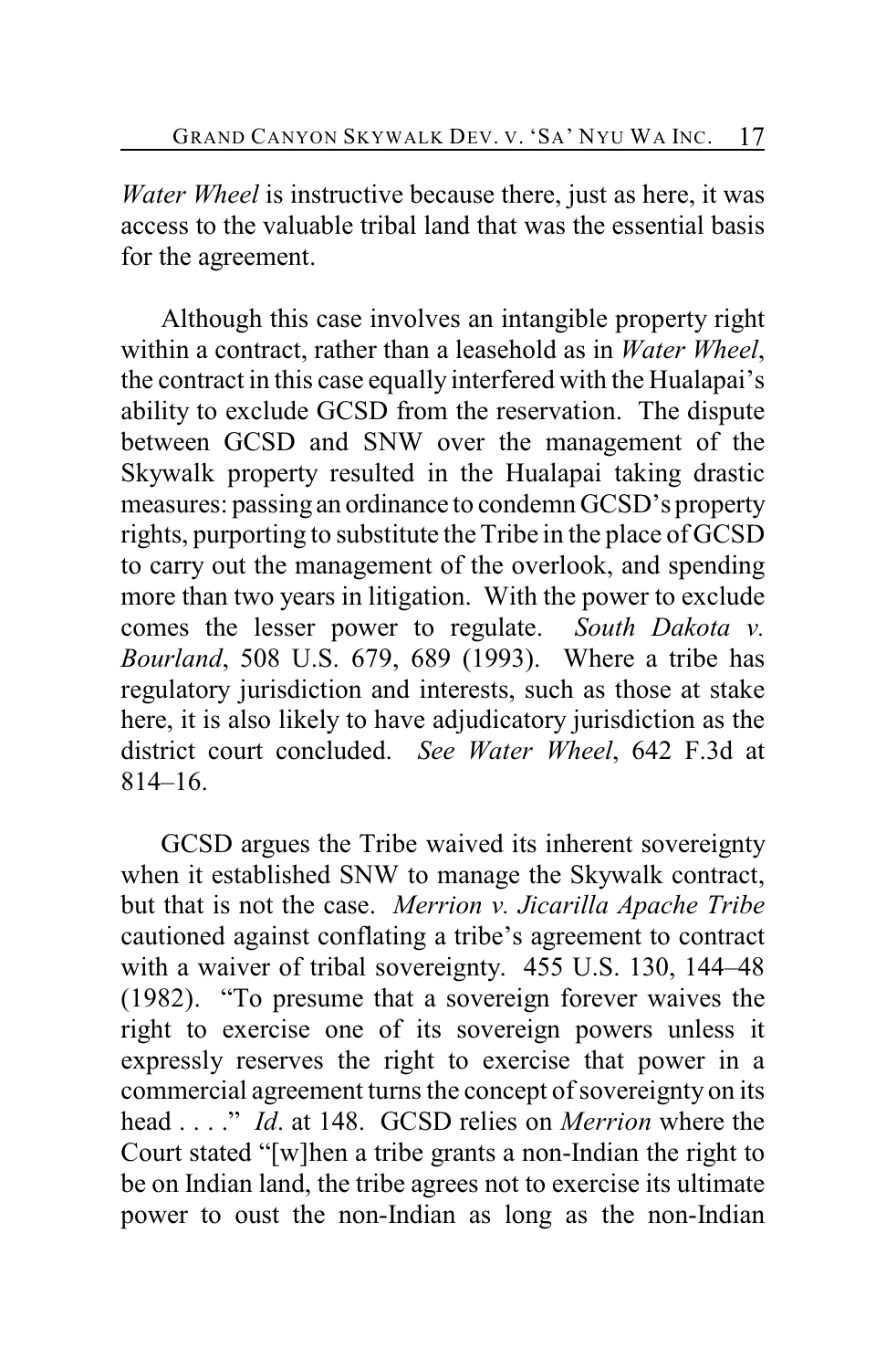*Water Wheel* is instructive because there, just as here, it was access to the valuable tribal land that was the essential basis for the agreement.

Although this case involves an intangible property right within a contract, rather than a leasehold as in *Water Wheel*, the contract in this case equally interfered with the Hualapai's ability to exclude GCSD from the reservation. The dispute between GCSD and SNW over the management of the Skywalk property resulted in the Hualapai taking drastic measures: passing an ordinance to condemn GCSD's property rights, purporting to substitute the Tribe in the place of GCSD to carry out the management of the overlook, and spending more than two years in litigation. With the power to exclude comes the lesser power to regulate. *South Dakota v. Bourland*, 508 U.S. 679, 689 (1993). Where a tribe has regulatory jurisdiction and interests, such as those at stake here, it is also likely to have adjudicatory jurisdiction as the district court concluded. *See Water Wheel*, 642 F.3d at 814–16.

GCSD argues the Tribe waived its inherent sovereignty when it established SNW to manage the Skywalk contract, but that is not the case. *Merrion v. Jicarilla Apache Tribe* cautioned against conflating a tribe's agreement to contract with a waiver of tribal sovereignty. 455 U.S. 130, 144–48 (1982). "To presume that a sovereign forever waives the right to exercise one of its sovereign powers unless it expressly reserves the right to exercise that power in a commercial agreement turns the concept of sovereignty on its head . . . ." *Id*. at 148. GCSD relies on *Merrion* where the Court stated "[w]hen a tribe grants a non-Indian the right to be on Indian land, the tribe agrees not to exercise its ultimate power to oust the non-Indian as long as the non-Indian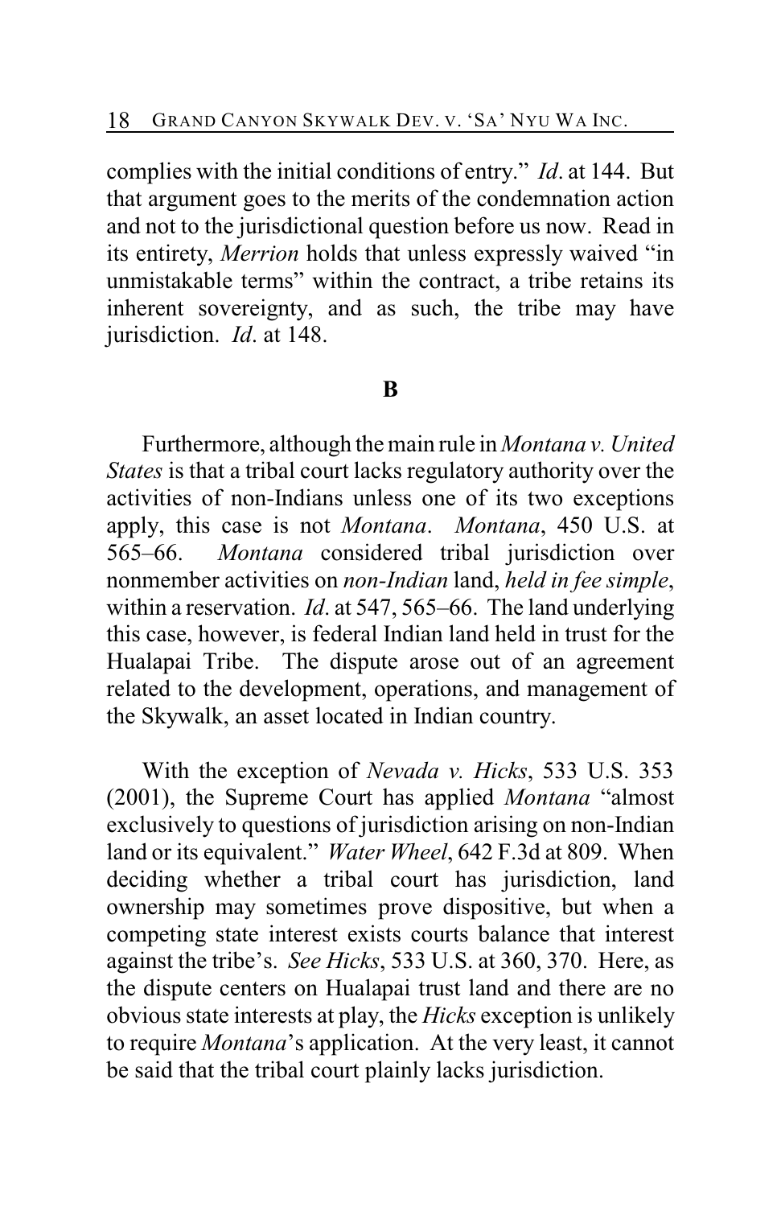complies with the initial conditions of entry." *Id*. at 144. But that argument goes to the merits of the condemnation action and not to the jurisdictional question before us now. Read in its entirety, *Merrion* holds that unless expressly waived "in unmistakable terms" within the contract, a tribe retains its inherent sovereignty, and as such, the tribe may have jurisdiction. *Id*. at 148.

## B

Furthermore, although the main rule in *Montana v. United States* is that a tribal court lacks regulatory authority over the activities of non-Indians unless one of its two exceptions apply, this case is not *Montana*. *Montana*, 450 U.S. at 565–66. *Montana* considered tribal jurisdiction over nonmember activities on *non-Indian* land, *held in fee simple*, within a reservation. *Id*. at 547, 565–66. The land underlying this case, however, is federal Indian land held in trust for the Hualapai Tribe. The dispute arose out of an agreement related to the development, operations, and management of the Skywalk, an asset located in Indian country.

With the exception of *Nevada v. Hicks*, 533 U.S. 353 (2001), the Supreme Court has applied *Montana* "almost exclusively to questions of jurisdiction arising on non-Indian land or its equivalent." *Water Wheel*, 642 F.3d at 809. When deciding whether a tribal court has jurisdiction, land ownership may sometimes prove dispositive, but when a competing state interest exists courts balance that interest against the tribe's. *See Hicks*, 533 U.S. at 360, 370. Here, as the dispute centers on Hualapai trust land and there are no obvious state interests at play, the *Hicks* exception is unlikely to require *Montana*'s application. At the very least, it cannot be said that the tribal court plainly lacks jurisdiction.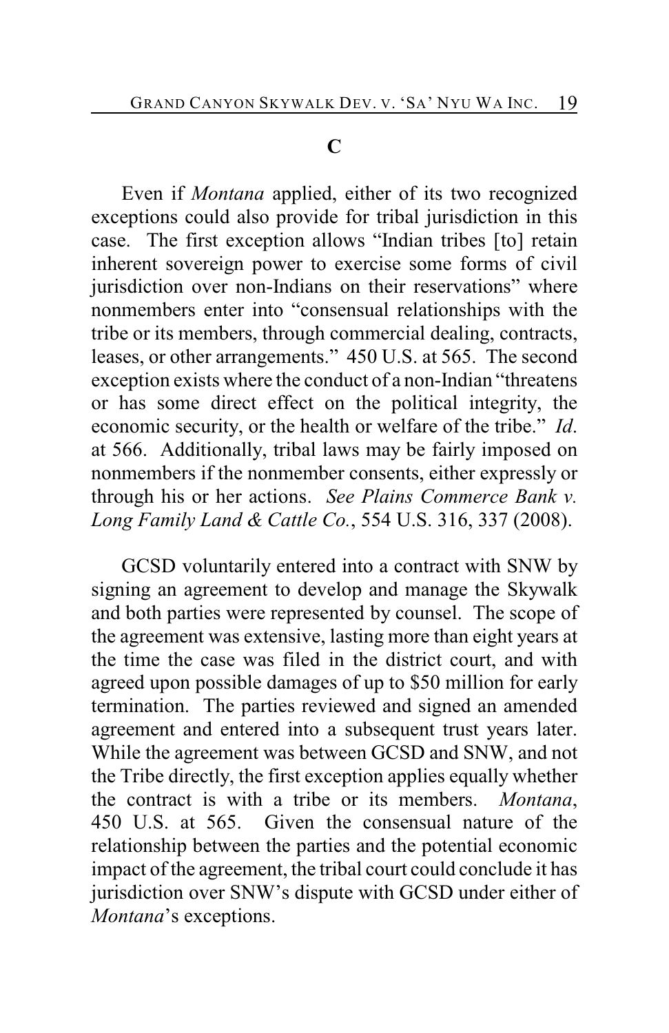### C

Even if *Montana* applied, either of its two recognized exceptions could also provide for tribal jurisdiction in this case. The first exception allows "Indian tribes [to] retain inherent sovereign power to exercise some forms of civil jurisdiction over non-Indians on their reservations" where nonmembers enter into "consensual relationships with the tribe or its members, through commercial dealing, contracts, leases, or other arrangements." 450 U.S. at 565. The second exception exists where the conduct of a non-Indian "threatens or has some direct effect on the political integrity, the economic security, or the health or welfare of the tribe." *Id.* at 566. Additionally, tribal laws may be fairly imposed on nonmembers if the nonmember consents, either expressly or through his or her actions. *See Plains Commerce Bank v. Long Family Land & Cattle Co.*, 554 U.S. 316, 337 (2008).

GCSD voluntarily entered into a contract with SNW by signing an agreement to develop and manage the Skywalk and both parties were represented by counsel. The scope of the agreement was extensive, lasting more than eight years at the time the case was filed in the district court, and with agreed upon possible damages of up to $50 million for early termination. The parties reviewed and signed an amended agreement and entered into a subsequent trust years later. While the agreement was between GCSD and SNW, and not the Tribe directly, the first exception applies equally whether the contract is with a tribe or its members. *Montana*, 450 U.S. at 565. Given the consensual nature of the relationship between the parties and the potential economic impact of the agreement, the tribal court could conclude it has jurisdiction over SNW's dispute with GCSD under either of *Montana*'s exceptions.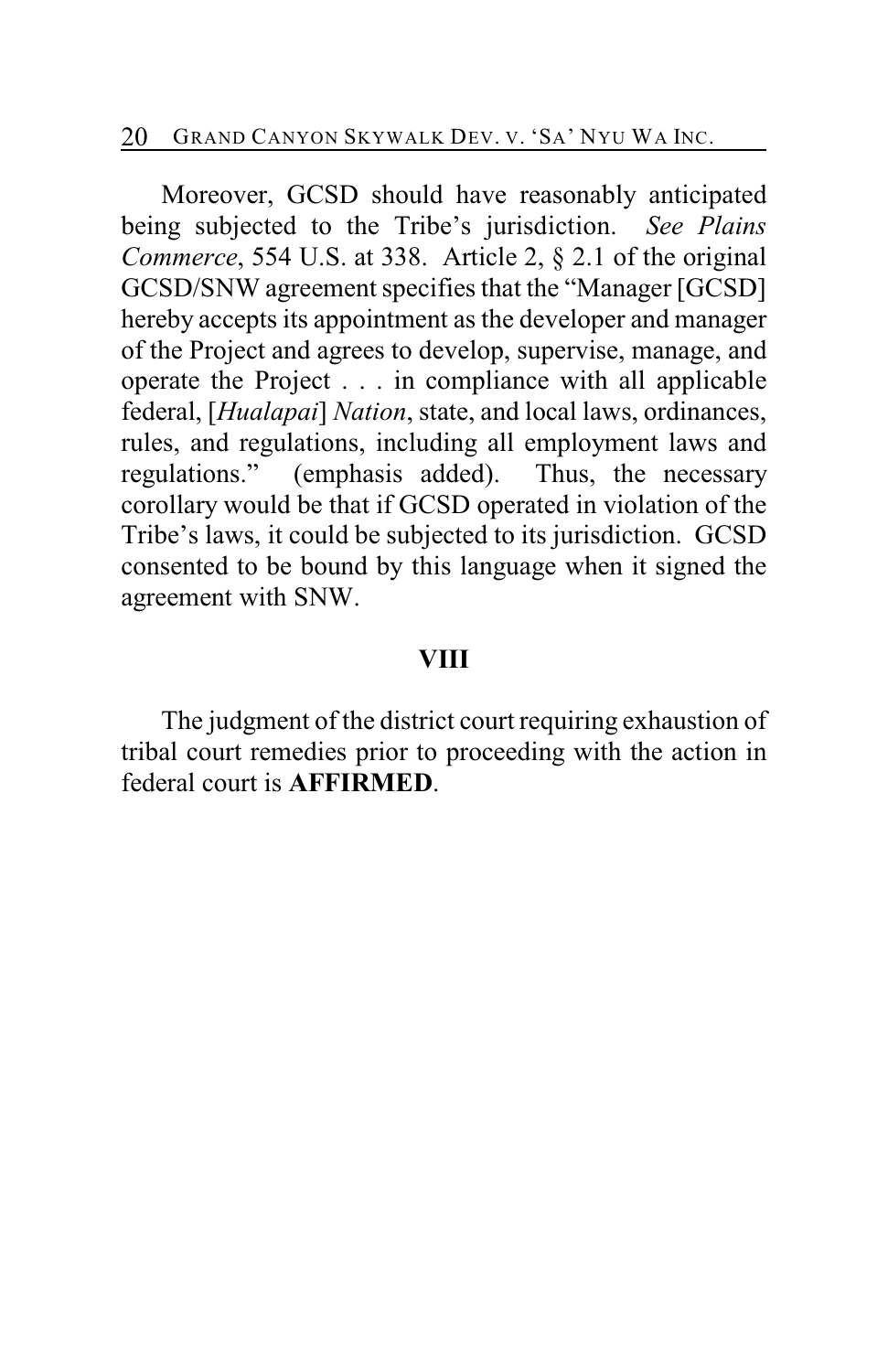Moreover, GCSD should have reasonably anticipated being subjected to the Tribe's jurisdiction. *See Plains Commerce*, 554 U.S. at 338. Article 2, § 2.1 of the original GCSD/SNW agreement specifies that the "Manager [GCSD] hereby accepts its appointment as the developer and manager of the Project and agrees to develop, supervise, manage, and operate the Project . . . in compliance with all applicable federal, [*Hualapai*] *Nation*, state, and local laws, ordinances, rules, and regulations, including all employment laws and regulations." (emphasis added). Thus, the necessary corollary would be that if GCSD operated in violation of the Tribe's laws, it could be subjected to its jurisdiction. GCSD consented to be bound by this language when it signed the agreement with SNW.

## VIII

The judgment of the district court requiring exhaustion of tribal court remedies prior to proceeding with the action in federal court is **AFFIRMED**.